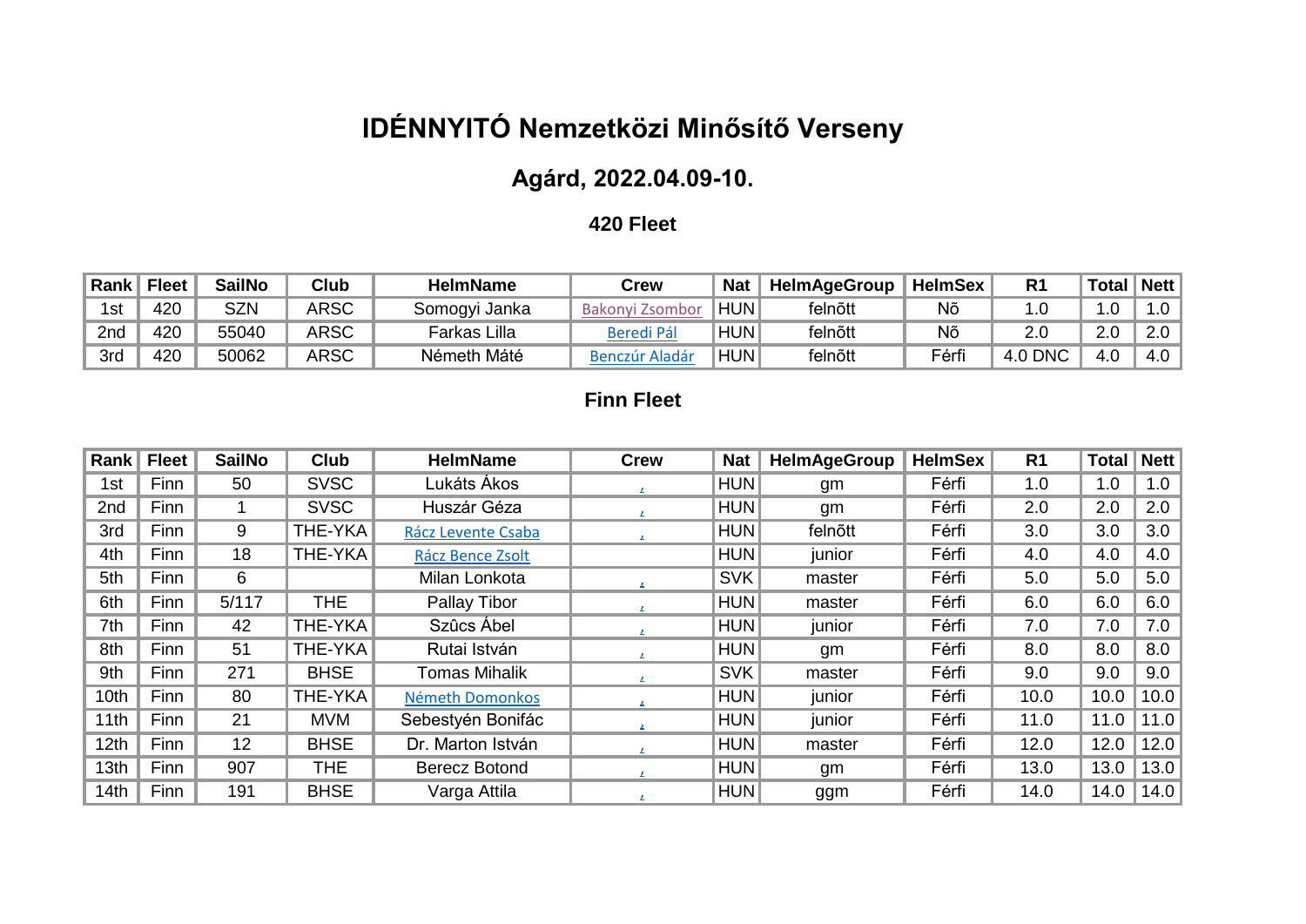# IDÉNNYITÓ Nemzetközi Minősítő Verseny

## Agárd, 2022.04.09-10.

### 420 Fleet

| Rank | Fleet | SailNo | Club | HelmName | Crew | Nat | HelmAgeGroup | HelmSex | R1 | Total | Nett |
|---|---|---|---|---|---|---|---|---|---|---|---|
| 1st | 420 | SZN | ARSC | Somogyi Janka | Bakonyi Zsombor | HUN | felnõtt | Nõ | 1.0 | 1.0 | 1.0 |
| 2nd | 420 | 55040 | ARSC | Farkas Lilla | Beredi Pál | HUN | felnõtt | Nõ | 2.0 | 2.0 | 2.0 |
| 3rd | 420 | 50062 | ARSC | Németh Máté | Benczúr Aladár | HUN | felnõtt | Férfi | 4.0 DNC | 4.0 | 4.0 |

### Finn Fleet

| Rank | Fleet | SailNo | Club | HelmName | Crew | Nat | HelmAgeGroup | HelmSex | R1 | Total | Nett |
|---|---|---|---|---|---|---|---|---|---|---|---|
| 1st | Finn | 50 | SVSC | Lukáts Ákos | , | HUN | gm | Férfi | 1.0 | 1.0 | 1.0 |
| 2nd | Finn | 1 | SVSC | Huszár Géza | , | HUN | gm | Férfi | 2.0 | 2.0 | 2.0 |
| 3rd | Finn | 9 | THE-YKA | Rácz Levente Csaba | , | HUN | felnõtt | Férfi | 3.0 | 3.0 | 3.0 |
| 4th | Finn | 18 | THE-YKA | Rácz Bence Zsolt | | HUN | junior | Férfi | 4.0 | 4.0 | 4.0 |
| 5th | Finn | 6 | | Milan Lonkota | , | SVK | master | Férfi | 5.0 | 5.0 | 5.0 |
| 6th | Finn | 5/117 | THE | Pallay Tibor | , | HUN | master | Férfi | 6.0 | 6.0 | 6.0 |
| 7th | Finn | 42 | THE-YKA | Szûcs Ábel | , | HUN | junior | Férfi | 7.0 | 7.0 | 7.0 |
| 8th | Finn | 51 | THE-YKA | Rutai István | , | HUN | gm | Férfi | 8.0 | 8.0 | 8.0 |
| 9th | Finn | 271 | BHSE | Tomas Mihalik | , | SVK | master | Férfi | 9.0 | 9.0 | 9.0 |
| 10th | Finn | 80 | THE-YKA | Németh Domonkos | , | HUN | junior | Férfi | 10.0 | 10.0 | 10.0 |
| 11th | Finn | 21 | MVM | Sebestyén Bonifác | , | HUN | junior | Férfi | 11.0 | 11.0 | 11.0 |
| 12th | Finn | 12 | BHSE | Dr. Marton István | , | HUN | master | Férfi | 12.0 | 12.0 | 12.0 |
| 13th | Finn | 907 | THE | Berecz Botond | , | HUN | gm | Férfi | 13.0 | 13.0 | 13.0 |
| 14th | Finn | 191 | BHSE | Varga Attila | , | HUN | ggm | Férfi | 14.0 | 14.0 | 14.0 |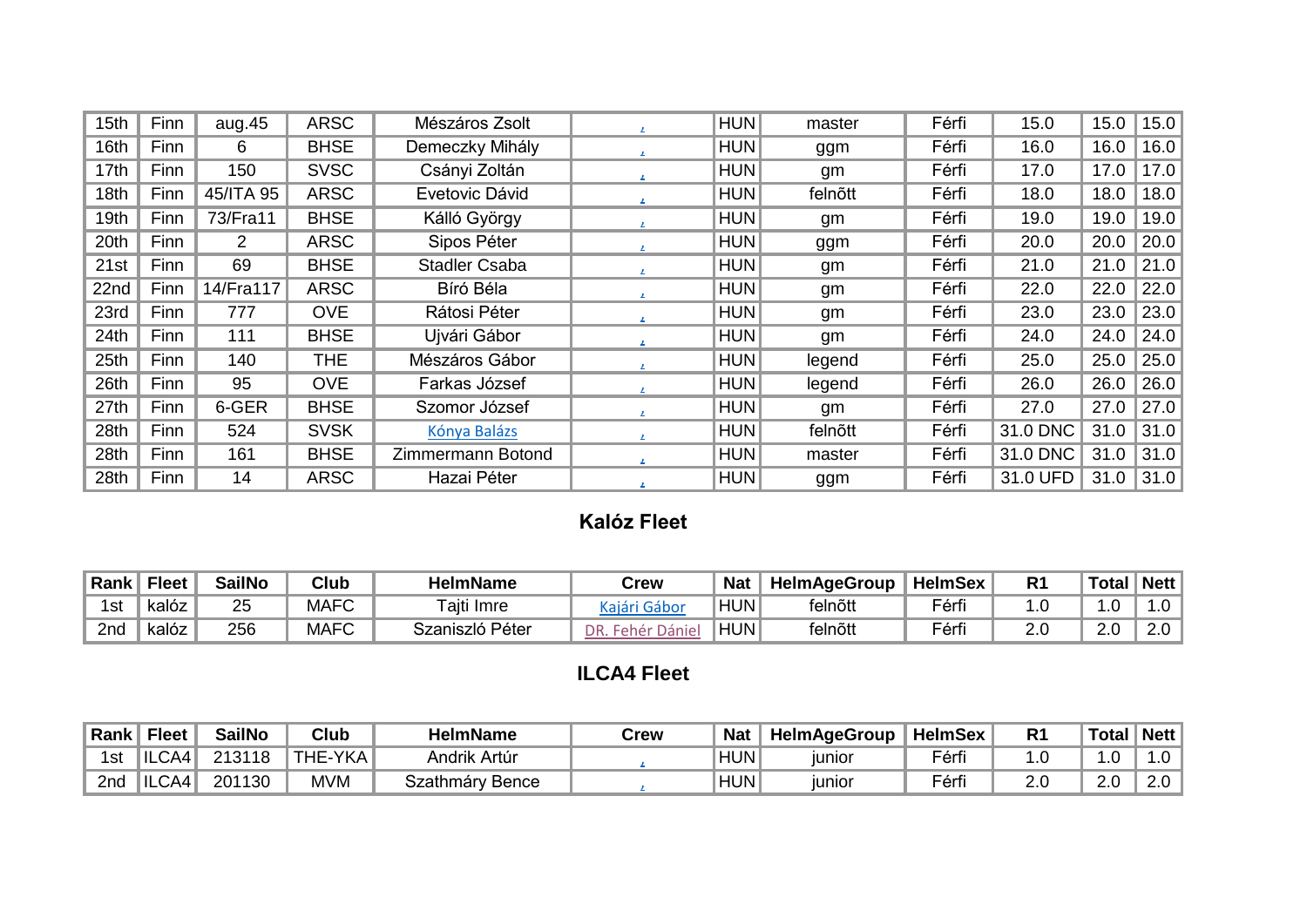| 15th | Finn | aug.45 | ARSC | Mészáros Zsolt | , | HUN | master | Férfi | 15.0 | 15.0 | 15.0 |
|---|---|---|---|---|---|---|---|---|---|---|---|
| 16th | Finn | 6 | BHSE | Demeczky Mihály | , | HUN | ggm | Férfi | 16.0 | 16.0 | 16.0 |
| 17th | Finn | 150 | SVSC | Csányi Zoltán | , | HUN | gm | Férfi | 17.0 | 17.0 | 17.0 |
| 18th | Finn | 45/ITA 95 | ARSC | Evetovic Dávid | , | HUN | felnőtt | Férfi | 18.0 | 18.0 | 18.0 |
| 19th | Finn | 73/Fra11 | BHSE | Kálló György | , | HUN | gm | Férfi | 19.0 | 19.0 | 19.0 |
| 20th | Finn | 2 | ARSC | Sipos Péter | , | HUN | ggm | Férfi | 20.0 | 20.0 | 20.0 |
| 21st | Finn | 69 | BHSE | Stadler Csaba | , | HUN | gm | Férfi | 21.0 | 21.0 | 21.0 |
| 22nd | Finn | 14/Fra117 | ARSC | Bíró Béla | , | HUN | gm | Férfi | 22.0 | 22.0 | 22.0 |
| 23rd | Finn | 777 | OVE | Rátosi Péter | , | HUN | gm | Férfi | 23.0 | 23.0 | 23.0 |
| 24th | Finn | 111 | BHSE | Ujvári Gábor | , | HUN | gm | Férfi | 24.0 | 24.0 | 24.0 |
| 25th | Finn | 140 | THE | Mészáros Gábor | , | HUN | legend | Férfi | 25.0 | 25.0 | 25.0 |
| 26th | Finn | 95 | OVE | Farkas József | , | HUN | legend | Férfi | 26.0 | 26.0 | 26.0 |
| 27th | Finn | 6-GER | BHSE | Szomor József | , | HUN | gm | Férfi | 27.0 | 27.0 | 27.0 |
| 28th | Finn | 524 | SVSK | Kónya Balázs | , | HUN | felnőtt | Férfi | 31.0 DNC | 31.0 | 31.0 |
| 28th | Finn | 161 | BHSE | Zimmermann Botond | , | HUN | master | Férfi | 31.0 DNC | 31.0 | 31.0 |
| 28th | Finn | 14 | ARSC | Hazai Péter | , | HUN | ggm | Férfi | 31.0 UFD | 31.0 | 31.0 |

## Kalóz Fleet

| Rank | Fleet | SailNo | Club | HelmName | Crew | Nat | HelmAgeGroup | HelmSex | R1 | Total | Nett |
|---|---|---|---|---|---|---|---|---|---|---|---|
| 1st | kalóz | 25 | MAFC | Tajti Imre | Kajári Gábor | HUN | felnőtt | Férfi | 1.0 | 1.0 | 1.0 |
| 2nd | kalóz | 256 | MAFC | Szaniszló Péter | DR. Fehér Dániel | HUN | felnőtt | Férfi | 2.0 | 2.0 | 2.0 |

## ILCA4 Fleet

| Rank | Fleet | SailNo | Club | HelmName | Crew | Nat | HelmAgeGroup | HelmSex | R1 | Total | Nett |
|---|---|---|---|---|---|---|---|---|---|---|---|
| 1st | ILCA4 | 213118 | THE-YKA | Andrik Artúr | , | HUN | junior | Férfi | 1.0 | 1.0 | 1.0 |
| 2nd | ILCA4 | 201130 | MVM | Szathmáry Bence | , | HUN | junior | Férfi | 2.0 | 2.0 | 2.0 |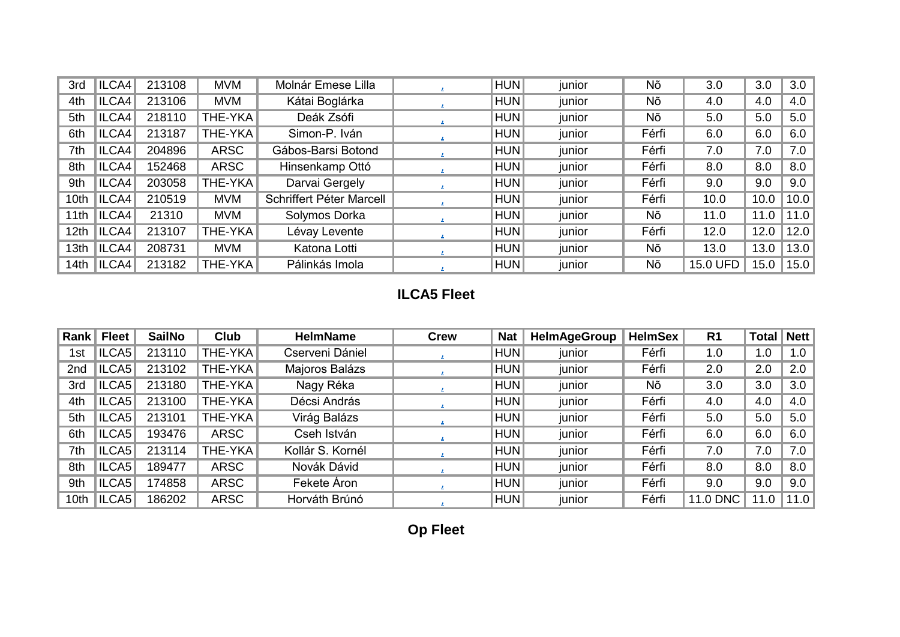| Rank | Fleet | SailNo | Club | HelmName | Crew | Nat | HelmAgeGroup | HelmSex | R1 | Total | Nett |
|---|---|---|---|---|---|---|---|---|---|---|---|
| 3rd | ILCA4 | 213108 | MVM | Molnár Emese Lilla | , | HUN | junior | Nõ | 3.0 | 3.0 | 3.0 |
| 4th | ILCA4 | 213106 | MVM | Kátai Boglárka | , | HUN | junior | Nõ | 4.0 | 4.0 | 4.0 |
| 5th | ILCA4 | 218110 | THE-YKA | Deák Zsófi | , | HUN | junior | Nõ | 5.0 | 5.0 | 5.0 |
| 6th | ILCA4 | 213187 | THE-YKA | Simon-P. Iván | , | HUN | junior | Férfi | 6.0 | 6.0 | 6.0 |
| 7th | ILCA4 | 204896 | ARSC | Gábos-Barsi Botond | , | HUN | junior | Férfi | 7.0 | 7.0 | 7.0 |
| 8th | ILCA4 | 152468 | ARSC | Hinsenkamp Ottó | , | HUN | junior | Férfi | 8.0 | 8.0 | 8.0 |
| 9th | ILCA4 | 203058 | THE-YKA | Darvai Gergely | , | HUN | junior | Férfi | 9.0 | 9.0 | 9.0 |
| 10th | ILCA4 | 210519 | MVM | Schriffert Péter Marcell | , | HUN | junior | Férfi | 10.0 | 10.0 | 10.0 |
| 11th | ILCA4 | 21310 | MVM | Solymos Dorka | , | HUN | junior | Nõ | 11.0 | 11.0 | 11.0 |
| 12th | ILCA4 | 213107 | THE-YKA | Lévay Levente | , | HUN | junior | Férfi | 12.0 | 12.0 | 12.0 |
| 13th | ILCA4 | 208731 | MVM | Katona Lotti | , | HUN | junior | Nõ | 13.0 | 13.0 | 13.0 |
| 14th | ILCA4 | 213182 | THE-YKA | Pálinkás Imola | , | HUN | junior | Nõ | 15.0 UFD | 15.0 | 15.0 |

## ILCA5 Fleet

| Rank | Fleet | SailNo | Club | HelmName | Crew | Nat | HelmAgeGroup | HelmSex | R1 | Total | Nett |
|---|---|---|---|---|---|---|---|---|---|---|---|
| 1st | ILCA5 | 213110 | THE-YKA | Cserveni Dániel | , | HUN | junior | Férfi | 1.0 | 1.0 | 1.0 |
| 2nd | ILCA5 | 213102 | THE-YKA | Majoros Balázs | , | HUN | junior | Férfi | 2.0 | 2.0 | 2.0 |
| 3rd | ILCA5 | 213180 | THE-YKA | Nagy Réka | , | HUN | junior | Nõ | 3.0 | 3.0 | 3.0 |
| 4th | ILCA5 | 213100 | THE-YKA | Décsi András | , | HUN | junior | Férfi | 4.0 | 4.0 | 4.0 |
| 5th | ILCA5 | 213101 | THE-YKA | Virág Balázs | , | HUN | junior | Férfi | 5.0 | 5.0 | 5.0 |
| 6th | ILCA5 | 193476 | ARSC | Cseh István | , | HUN | junior | Férfi | 6.0 | 6.0 | 6.0 |
| 7th | ILCA5 | 213114 | THE-YKA | Kollár S. Kornél | , | HUN | junior | Férfi | 7.0 | 7.0 | 7.0 |
| 8th | ILCA5 | 189477 | ARSC | Novák Dávid | , | HUN | junior | Férfi | 8.0 | 8.0 | 8.0 |
| 9th | ILCA5 | 174858 | ARSC | Fekete Áron | , | HUN | junior | Férfi | 9.0 | 9.0 | 9.0 |
| 10th | ILCA5 | 186202 | ARSC | Horváth Brúnó | , | HUN | junior | Férfi | 11.0 DNC | 11.0 | 11.0 |

## Op Fleet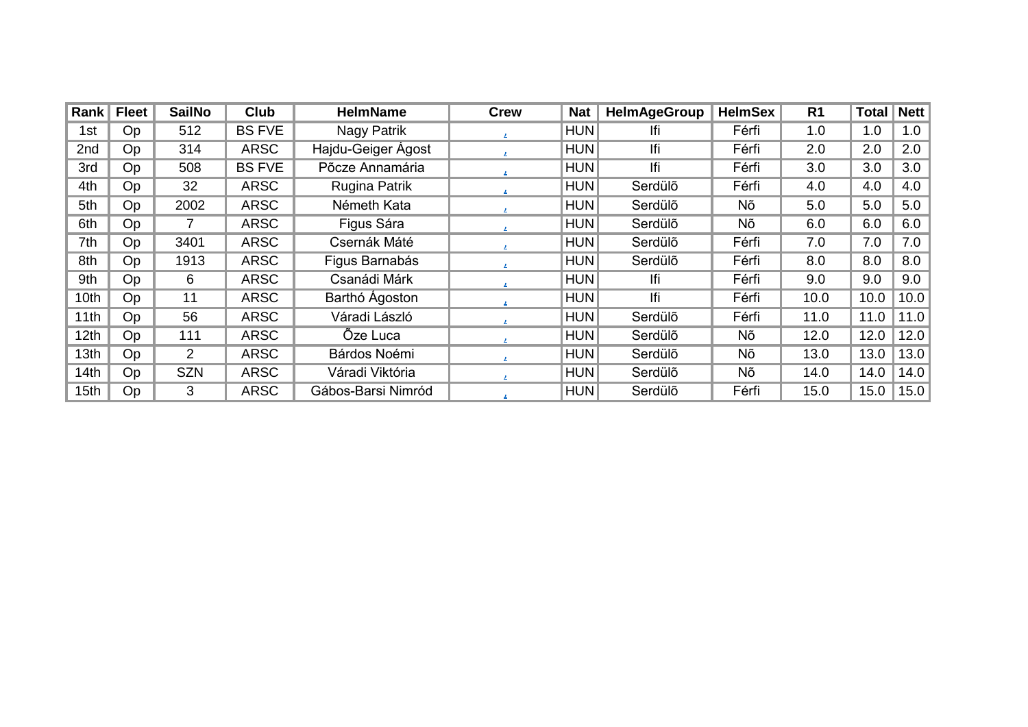| Rank | Fleet | SailNo | Club | HelmName | Crew | Nat | HelmAgeGroup | HelmSex | R1 | Total | Nett |
|---|---|---|---|---|---|---|---|---|---|---|---|
| 1st | Op | 512 | BS FVE | Nagy Patrik | , | HUN | Ifi | Férfi | 1.0 | 1.0 | 1.0 |
| 2nd | Op | 314 | ARSC | Hajdu-Geiger Ágost | , | HUN | Ifi | Férfi | 2.0 | 2.0 | 2.0 |
| 3rd | Op | 508 | BS FVE | Põcze Annamária | , | HUN | Ifi | Férfi | 3.0 | 3.0 | 3.0 |
| 4th | Op | 32 | ARSC | Rugina Patrik | , | HUN | Serdülõ | Férfi | 4.0 | 4.0 | 4.0 |
| 5th | Op | 2002 | ARSC | Németh Kata | , | HUN | Serdülõ | Nõ | 5.0 | 5.0 | 5.0 |
| 6th | Op | 7 | ARSC | Figus Sára | , | HUN | Serdülõ | Nõ | 6.0 | 6.0 | 6.0 |
| 7th | Op | 3401 | ARSC | Csernák Máté | , | HUN | Serdülõ | Férfi | 7.0 | 7.0 | 7.0 |
| 8th | Op | 1913 | ARSC | Figus Barnabás | , | HUN | Serdülõ | Férfi | 8.0 | 8.0 | 8.0 |
| 9th | Op | 6 | ARSC | Csanádi Márk | , | HUN | Ifi | Férfi | 9.0 | 9.0 | 9.0 |
| 10th | Op | 11 | ARSC | Barthó Ágoston | , | HUN | Ifi | Férfi | 10.0 | 10.0 | 10.0 |
| 11th | Op | 56 | ARSC | Váradi László | , | HUN | Serdülõ | Férfi | 11.0 | 11.0 | 11.0 |
| 12th | Op | 111 | ARSC | Õze Luca | , | HUN | Serdülõ | Nõ | 12.0 | 12.0 | 12.0 |
| 13th | Op | 2 | ARSC | Bárdos Noémi | , | HUN | Serdülõ | Nõ | 13.0 | 13.0 | 13.0 |
| 14th | Op | SZN | ARSC | Váradi Viktória | , | HUN | Serdülõ | Nõ | 14.0 | 14.0 | 14.0 |
| 15th | Op | 3 | ARSC | Gábos-Barsi Nimród | , | HUN | Serdülõ | Férfi | 15.0 | 15.0 | 15.0 |